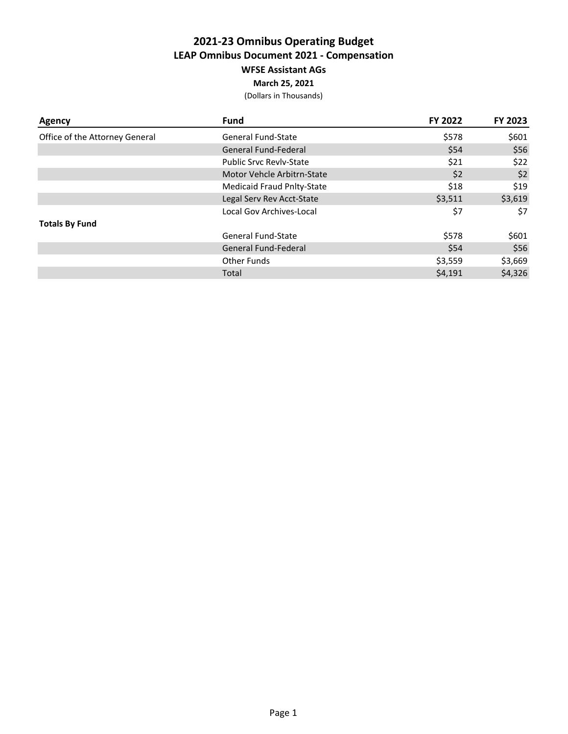# 2021-23 Omnibus Operating Budget

## LEAP Omnibus Document 2021 - Compensation

### WFSE Assistant AGs

**March 25, 2021**

(Dollars in Thousands)

| Agency | Fund | FY 2022 | FY 2023 |
|---|---|---|---|
| Office of the Attorney General | General Fund-State | $578 | $601 |
| | General Fund-Federal | $54 | $56 |
| | Public Srvc Revlv-State | $21 | $22 |
| | Motor Vehcle Arbitrn-State | $2 | $2 |
| | Medicaid Fraud Pnlty-State | $18 | $19 |
| | Legal Serv Rev Acct-State | $3,511 | $3,619 |
| | Local Gov Archives-Local | $7 | $7 |
| **Totals By Fund** | | | |
| | General Fund-State | $578 | $601 |
| | General Fund-Federal | $54 | $56 |
| | Other Funds | $3,559 | $3,669 |
| | Total | $4,191 | $4,326 |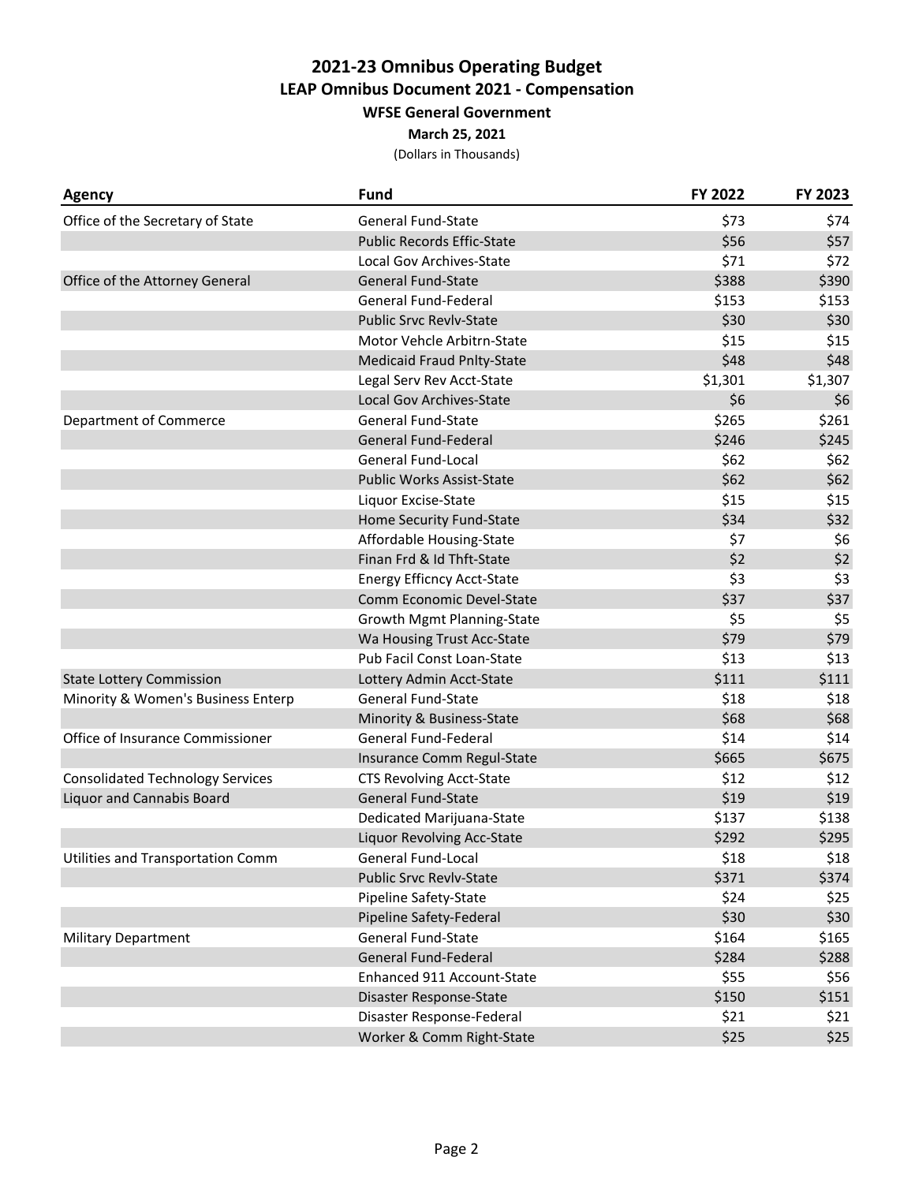# 2021-23 Omnibus Operating Budget
## LEAP Omnibus Document 2021 - Compensation
### WFSE General Government
**March 25, 2021**

(Dollars in Thousands)

| Agency | Fund | FY 2022 | FY 2023 |
|---|---|---|---|
| Office of the Secretary of State | General Fund-State | $73 | $74 |
| | Public Records Effic-State | $56 | $57 |
| | Local Gov Archives-State | $71 | $72 |
| Office of the Attorney General | General Fund-State | $388 | $390 |
| | General Fund-Federal | $153 | $153 |
| | Public Srvc Revlv-State | $30 | $30 |
| | Motor Vehcle Arbitrn-State | $15 | $15 |
| | Medicaid Fraud Pnlty-State | $48 | $48 |
| | Legal Serv Rev Acct-State | $1,301 | $1,307 |
| | Local Gov Archives-State | $6 | $6 |
| Department of Commerce | General Fund-State | $265 | $261 |
| | General Fund-Federal | $246 | $245 |
| | General Fund-Local | $62 | $62 |
| | Public Works Assist-State | $62 | $62 |
| | Liquor Excise-State | $15 | $15 |
| | Home Security Fund-State | $34 | $32 |
| | Affordable Housing-State | $7 | $6 |
| | Finan Frd & Id Thft-State | $2 | $2 |
| | Energy Efficncy Acct-State | $3 | $3 |
| | Comm Economic Devel-State | $37 | $37 |
| | Growth Mgmt Planning-State | $5 | $5 |
| | Wa Housing Trust Acc-State | $79 | $79 |
| | Pub Facil Const Loan-State | $13 | $13 |
| State Lottery Commission | Lottery Admin Acct-State | $111 | $111 |
| Minority & Women's Business Enterp | General Fund-State | $18 | $18 |
| | Minority & Business-State | $68 | $68 |
| Office of Insurance Commissioner | General Fund-Federal | $14 | $14 |
| | Insurance Comm Regul-State | $665 | $675 |
| Consolidated Technology Services | CTS Revolving Acct-State | $12 | $12 |
| Liquor and Cannabis Board | General Fund-State | $19 | $19 |
| | Dedicated Marijuana-State | $137 | $138 |
| | Liquor Revolving Acc-State | $292 | $295 |
| Utilities and Transportation Comm | General Fund-Local | $18 | $18 |
| | Public Srvc Revlv-State | $371 | $374 |
| | Pipeline Safety-State | $24 | $25 |
| | Pipeline Safety-Federal | $30 | $30 |
| Military Department | General Fund-State | $164 | $165 |
| | General Fund-Federal | $284 | $288 |
| | Enhanced 911 Account-State | $55 | $56 |
| | Disaster Response-State | $150 | $151 |
| | Disaster Response-Federal | $21 | $21 |
| | Worker & Comm Right-State | $25 | $25 |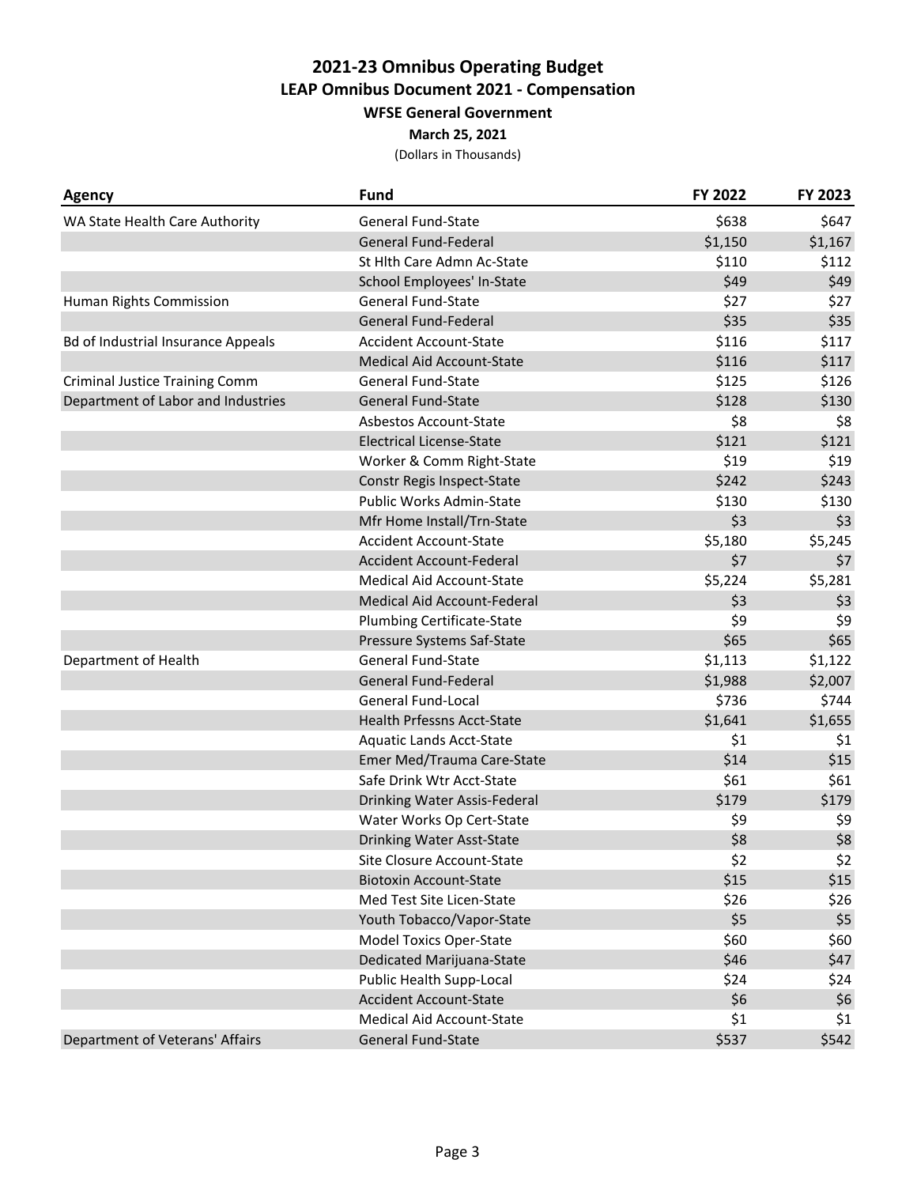# 2021-23 Omnibus Operating Budget

## LEAP Omnibus Document 2021 - Compensation

### WFSE General Government

**March 25, 2021**

(Dollars in Thousands)

| Agency | Fund | FY 2022 | FY 2023 |
|---|---|---|---|
| WA State Health Care Authority | General Fund-State | $638 | $647 |
| | General Fund-Federal | $1,150 | $1,167 |
| | St Hlth Care Admn Ac-State | $110 | $112 |
| | School Employees' In-State | $49 | $49 |
| Human Rights Commission | General Fund-State | $27 | $27 |
| | General Fund-Federal | $35 | $35 |
| Bd of Industrial Insurance Appeals | Accident Account-State | $116 | $117 |
| | Medical Aid Account-State | $116 | $117 |
| Criminal Justice Training Comm | General Fund-State | $125 | $126 |
| Department of Labor and Industries | General Fund-State | $128 | $130 |
| | Asbestos Account-State | $8 | $8 |
| | Electrical License-State | $121 | $121 |
| | Worker & Comm Right-State | $19 | $19 |
| | Constr Regis Inspect-State | $242 | $243 |
| | Public Works Admin-State | $130 | $130 |
| | Mfr Home Install/Trn-State | $3 | $3 |
| | Accident Account-State | $5,180 | $5,245 |
| | Accident Account-Federal | $7 | $7 |
| | Medical Aid Account-State | $5,224 | $5,281 |
| | Medical Aid Account-Federal | $3 | $3 |
| | Plumbing Certificate-State | $9 | $9 |
| | Pressure Systems Saf-State | $65 | $65 |
| Department of Health | General Fund-State | $1,113 | $1,122 |
| | General Fund-Federal | $1,988 | $2,007 |
| | General Fund-Local | $736 | $744 |
| | Health Prfessns Acct-State | $1,641 | $1,655 |
| | Aquatic Lands Acct-State | $1 | $1 |
| | Emer Med/Trauma Care-State | $14 | $15 |
| | Safe Drink Wtr Acct-State | $61 | $61 |
| | Drinking Water Assis-Federal | $179 | $179 |
| | Water Works Op Cert-State | $9 | $9 |
| | Drinking Water Asst-State | $8 | $8 |
| | Site Closure Account-State | $2 | $2 |
| | Biotoxin Account-State | $15 | $15 |
| | Med Test Site Licen-State | $26 | $26 |
| | Youth Tobacco/Vapor-State | $5 | $5 |
| | Model Toxics Oper-State | $60 | $60 |
| | Dedicated Marijuana-State | $46 | $47 |
| | Public Health Supp-Local | $24 | $24 |
| | Accident Account-State | $6 | $6 |
| | Medical Aid Account-State | $1 | $1 |
| Department of Veterans' Affairs | General Fund-State | $537 | $542 |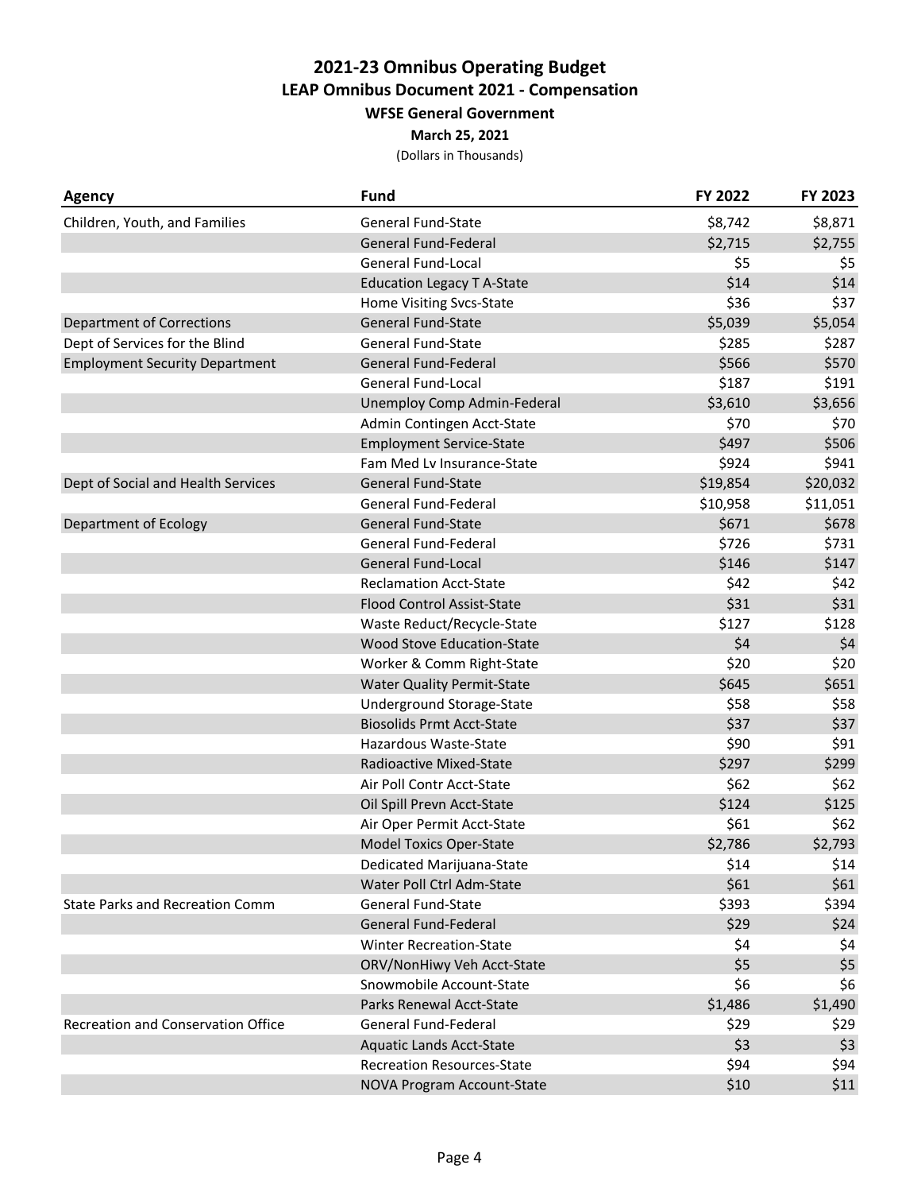# 2021-23 Omnibus Operating Budget

## LEAP Omnibus Document 2021 - Compensation

### WFSE General Government

**March 25, 2021**

(Dollars in Thousands)

| Agency | Fund | FY 2022 | FY 2023 |
|---|---|---|---|
| Children, Youth, and Families | General Fund-State | $8,742 | $8,871 |
| | General Fund-Federal | $2,715 | $2,755 |
| | General Fund-Local | $5 | $5 |
| | Education Legacy T A-State | $14 | $14 |
| | Home Visiting Svcs-State | $36 | $37 |
| Department of Corrections | General Fund-State | $5,039 | $5,054 |
| Dept of Services for the Blind | General Fund-State | $285 | $287 |
| Employment Security Department | General Fund-Federal | $566 | $570 |
| | General Fund-Local | $187 | $191 |
| | Unemploy Comp Admin-Federal | $3,610 | $3,656 |
| | Admin Contingen Acct-State | $70 | $70 |
| | Employment Service-State | $497 | $506 |
| | Fam Med Lv Insurance-State | $924 | $941 |
| Dept of Social and Health Services | General Fund-State | $19,854 | $20,032 |
| | General Fund-Federal | $10,958 | $11,051 |
| Department of Ecology | General Fund-State | $671 | $678 |
| | General Fund-Federal | $726 | $731 |
| | General Fund-Local | $146 | $147 |
| | Reclamation Acct-State | $42 | $42 |
| | Flood Control Assist-State | $31 | $31 |
| | Waste Reduct/Recycle-State | $127 | $128 |
| | Wood Stove Education-State | $4 | $4 |
| | Worker & Comm Right-State | $20 | $20 |
| | Water Quality Permit-State | $645 | $651 |
| | Underground Storage-State | $58 | $58 |
| | Biosolids Prmt Acct-State | $37 | $37 |
| | Hazardous Waste-State | $90 | $91 |
| | Radioactive Mixed-State | $297 | $299 |
| | Air Poll Contr Acct-State | $62 | $62 |
| | Oil Spill Prevn Acct-State | $124 | $125 |
| | Air Oper Permit Acct-State | $61 | $62 |
| | Model Toxics Oper-State | $2,786 | $2,793 |
| | Dedicated Marijuana-State | $14 | $14 |
| | Water Poll Ctrl Adm-State | $61 | $61 |
| State Parks and Recreation Comm | General Fund-State | $393 | $394 |
| | General Fund-Federal | $29 | $24 |
| | Winter Recreation-State | $4 | $4 |
| | ORV/NonHiwy Veh Acct-State | $5 | $5 |
| | Snowmobile Account-State | $6 | $6 |
| | Parks Renewal Acct-State | $1,486 | $1,490 |
| Recreation and Conservation Office | General Fund-Federal | $29 | $29 |
| | Aquatic Lands Acct-State | $3 | $3 |
| | Recreation Resources-State | $94 | $94 |
| | NOVA Program Account-State | $10 | $11 |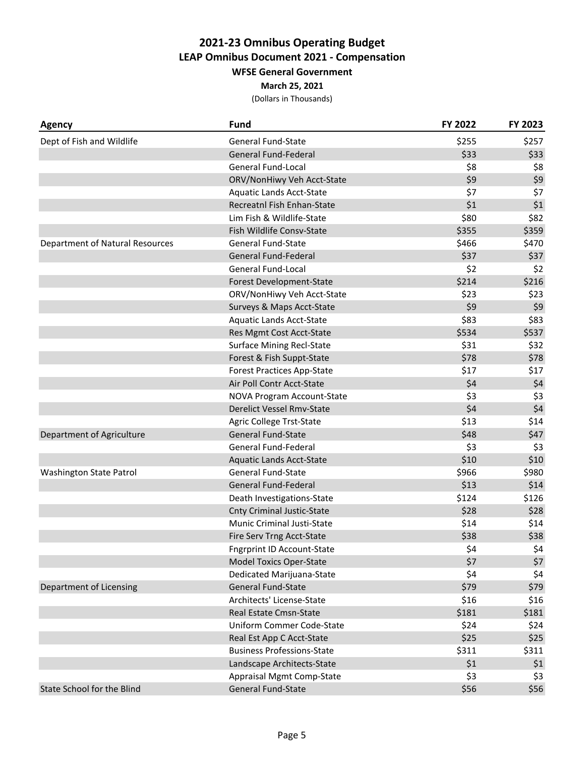# 2021-23 Omnibus Operating Budget

## LEAP Omnibus Document 2021 - Compensation

### WFSE General Government

**March 25, 2021**

(Dollars in Thousands)

| Agency | Fund | FY 2022 | FY 2023 |
|---|---|---|---|
| Dept of Fish and Wildlife | General Fund-State | $255 | $257 |
| | General Fund-Federal | $33 | $33 |
| | General Fund-Local | $8 | $8 |
| | ORV/NonHiwy Veh Acct-State | $9 | $9 |
| | Aquatic Lands Acct-State | $7 | $7 |
| | Recreatnl Fish Enhan-State | $1 | $1 |
| | Lim Fish & Wildlife-State | $80 | $82 |
| | Fish Wildlife Consv-State | $355 | $359 |
| Department of Natural Resources | General Fund-State | $466 | $470 |
| | General Fund-Federal | $37 | $37 |
| | General Fund-Local | $2 | $2 |
| | Forest Development-State | $214 | $216 |
| | ORV/NonHiwy Veh Acct-State | $23 | $23 |
| | Surveys & Maps Acct-State | $9 | $9 |
| | Aquatic Lands Acct-State | $83 | $83 |
| | Res Mgmt Cost Acct-State | $534 | $537 |
| | Surface Mining Recl-State | $31 | $32 |
| | Forest & Fish Suppt-State | $78 | $78 |
| | Forest Practices App-State | $17 | $17 |
| | Air Poll Contr Acct-State | $4 | $4 |
| | NOVA Program Account-State | $3 | $3 |
| | Derelict Vessel Rmv-State | $4 | $4 |
| | Agric College Trst-State | $13 | $14 |
| Department of Agriculture | General Fund-State | $48 | $47 |
| | General Fund-Federal | $3 | $3 |
| | Aquatic Lands Acct-State | $10 | $10 |
| Washington State Patrol | General Fund-State | $966 | $980 |
| | General Fund-Federal | $13 | $14 |
| | Death Investigations-State | $124 | $126 |
| | Cnty Criminal Justic-State | $28 | $28 |
| | Munic Criminal Justi-State | $14 | $14 |
| | Fire Serv Trng Acct-State | $38 | $38 |
| | Fngrprint ID Account-State | $4 | $4 |
| | Model Toxics Oper-State | $7 | $7 |
| | Dedicated Marijuana-State | $4 | $4 |
| Department of Licensing | General Fund-State | $79 | $79 |
| | Architects' License-State | $16 | $16 |
| | Real Estate Cmsn-State | $181 | $181 |
| | Uniform Commer Code-State | $24 | $24 |
| | Real Est App C Acct-State | $25 | $25 |
| | Business Professions-State | $311 | $311 |
| | Landscape Architects-State | $1 | $1 |
| | Appraisal Mgmt Comp-State | $3 | $3 |
| State School for the Blind | General Fund-State | $56 | $56 |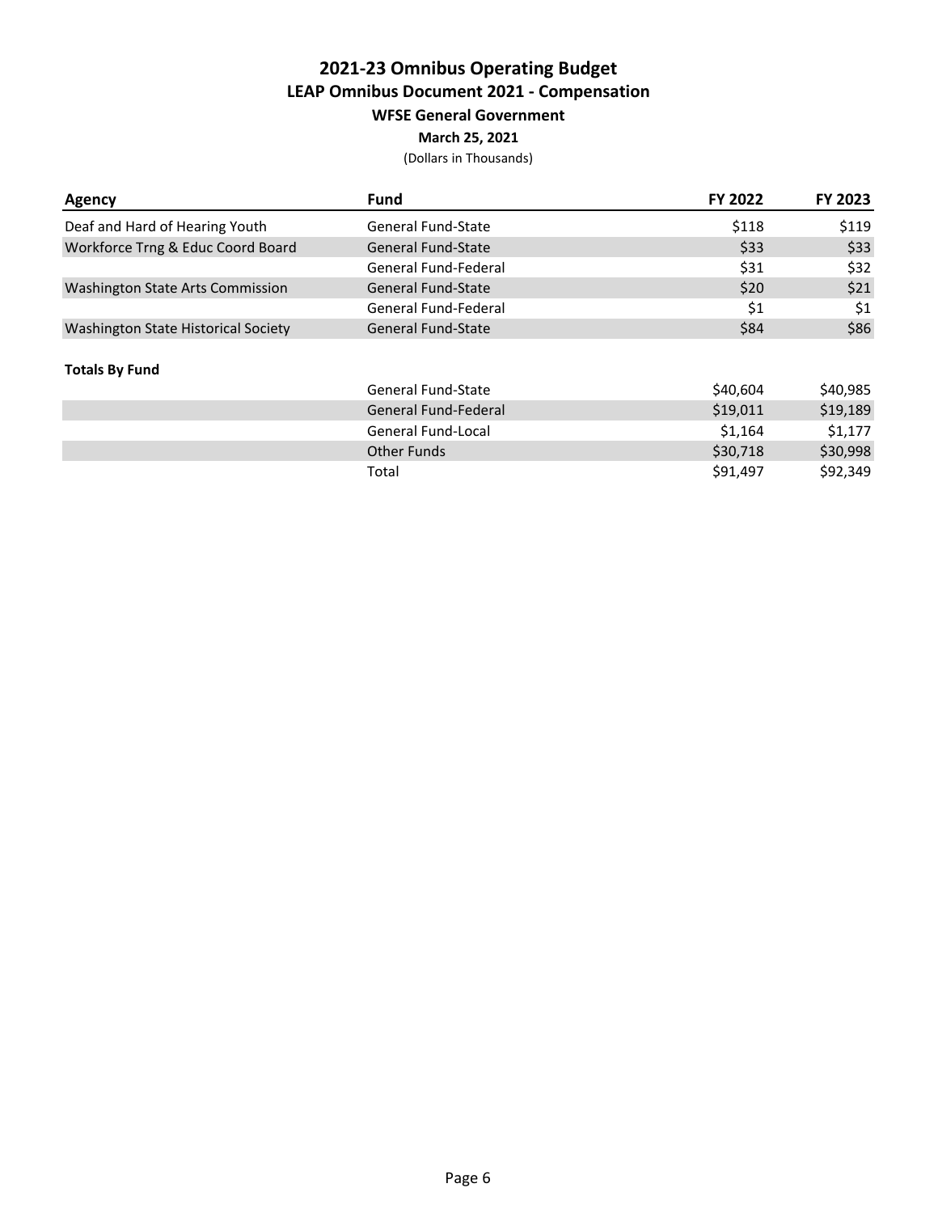# 2021-23 Omnibus Operating Budget
## LEAP Omnibus Document 2021 - Compensation
### WFSE General Government
**March 25, 2021**

(Dollars in Thousands)

| Agency | Fund | FY 2022 | FY 2023 |
|---|---|---|---|
| Deaf and Hard of Hearing Youth | General Fund-State | $118 | $119 |
| Workforce Trng & Educ Coord Board | General Fund-State | $33 | $33 |
| | General Fund-Federal | $31 | $32 |
| Washington State Arts Commission | General Fund-State | $20 | $21 |
| | General Fund-Federal | $1 | $1 |
| Washington State Historical Society | General Fund-State | $84 | $86 |

**Totals By Fund**

| | Fund | FY 2022 | FY 2023 |
|---|---|---|---|
| | General Fund-State | $40,604 | $40,985 |
| | General Fund-Federal | $19,011 | $19,189 |
| | General Fund-Local | $1,164 | $1,177 |
| | Other Funds | $30,718 | $30,998 |
| | Total | $91,497 | $92,349 |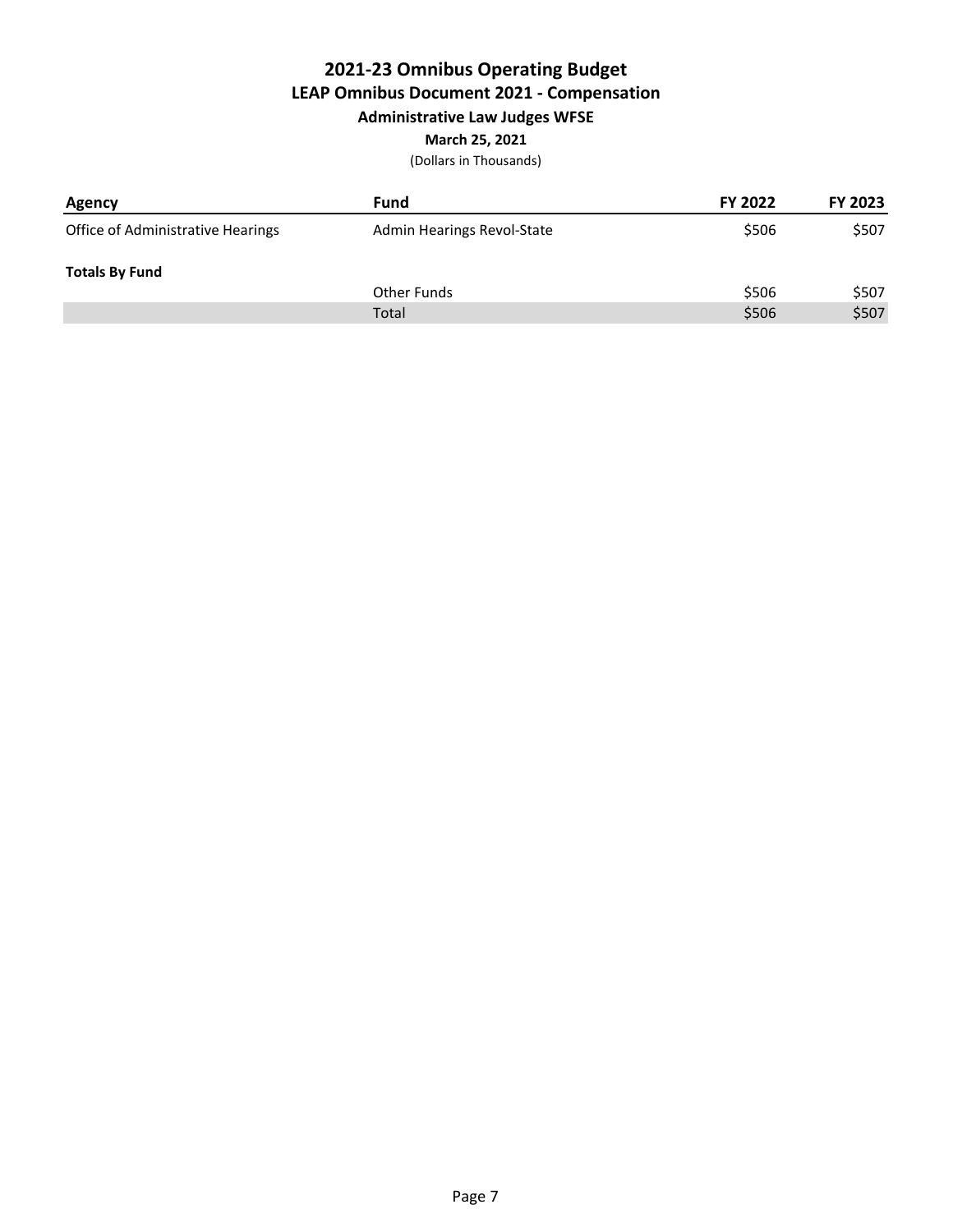# 2021-23 Omnibus Operating Budget

## LEAP Omnibus Document 2021 - Compensation

### Administrative Law Judges WFSE

**March 25, 2021**

(Dollars in Thousands)

| Agency | Fund | FY 2022 | FY 2023 |
|---|---|---|---|
| Office of Administrative Hearings | Admin Hearings Revol-State | $506 | $507 |
| **Totals By Fund** | | | |
| | Other Funds | $506 | $507 |
| | Total | $506 | $507 |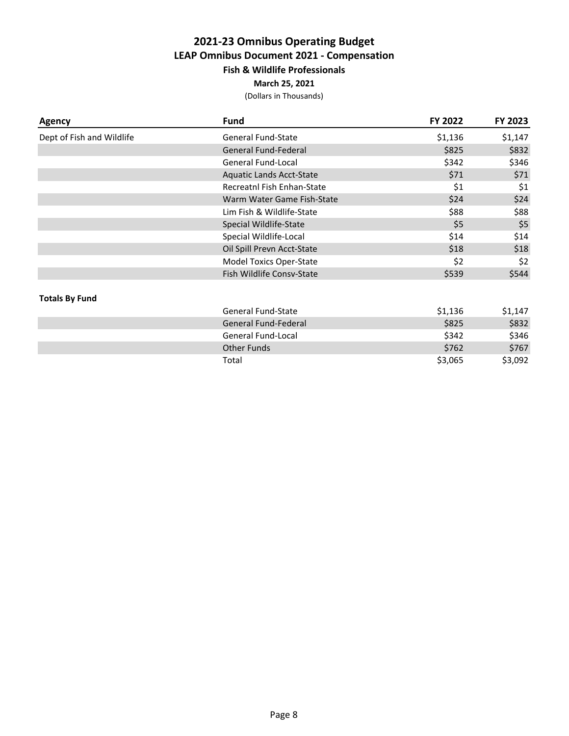# 2021-23 Omnibus Operating Budget

## LEAP Omnibus Document 2021 - Compensation

### Fish & Wildlife Professionals

**March 25, 2021**

(Dollars in Thousands)

| Agency | Fund | FY 2022 | FY 2023 |
|---|---|---|---|
| Dept of Fish and Wildlife | General Fund-State | $1,136 | $1,147 |
| | General Fund-Federal | $825 | $832 |
| | General Fund-Local | $342 | $346 |
| | Aquatic Lands Acct-State | $71 | $71 |
| | Recreatnl Fish Enhan-State | $1 | $1 |
| | Warm Water Game Fish-State | $24 | $24 |
| | Lim Fish & Wildlife-State | $88 | $88 |
| | Special Wildlife-State | $5 | $5 |
| | Special Wildlife-Local | $14 | $14 |
| | Oil Spill Prevn Acct-State | $18 | $18 |
| | Model Toxics Oper-State | $2 | $2 |
| | Fish Wildlife Consv-State | $539 | $544 |

**Totals By Fund**

| | Fund | FY 2022 | FY 2023 |
|---|---|---|---|
| | General Fund-State | $1,136 | $1,147 |
| | General Fund-Federal | $825 | $832 |
| | General Fund-Local | $342 | $346 |
| | Other Funds | $762 | $767 |
| | Total | $3,065 | $3,092 |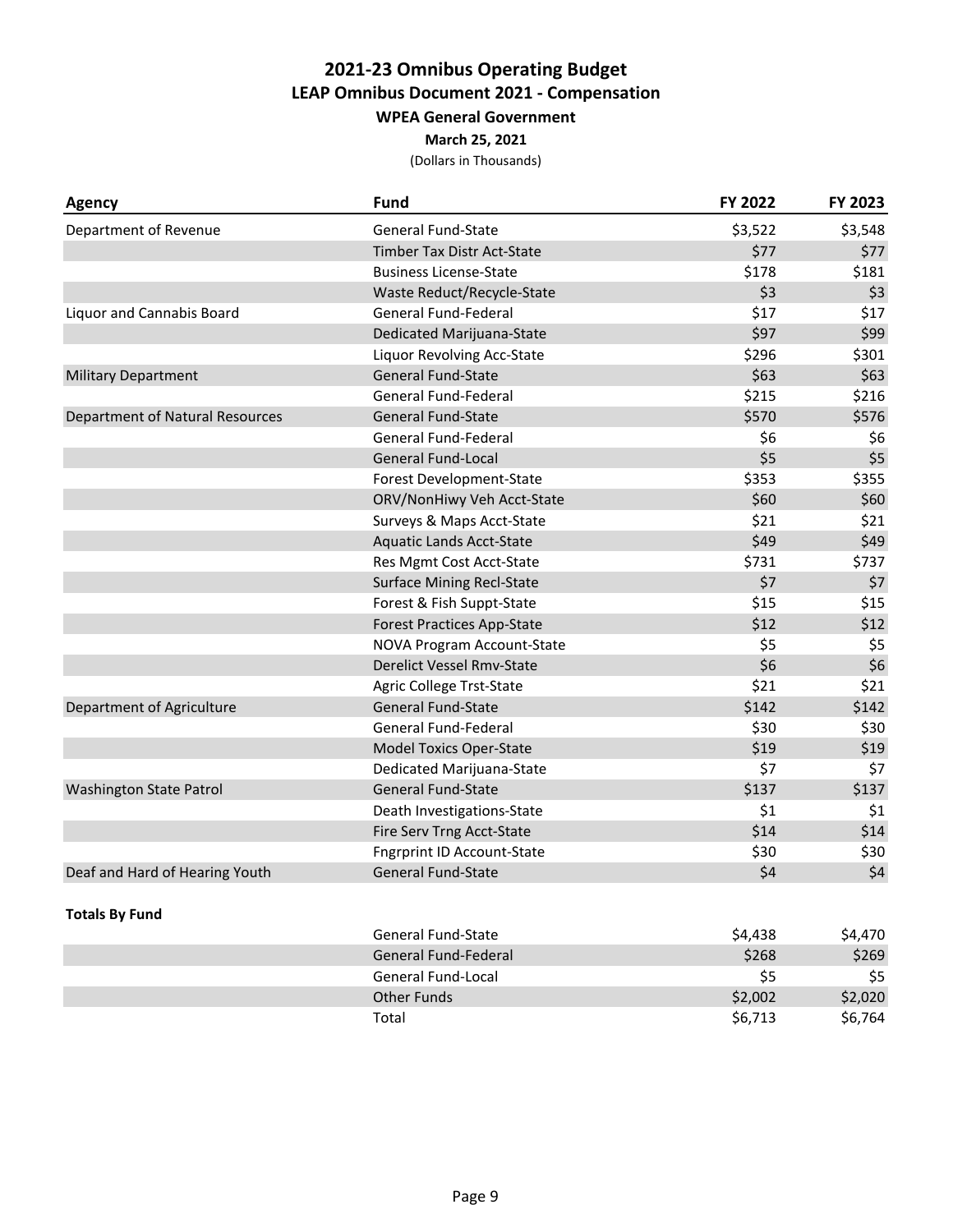# 2021-23 Omnibus Operating Budget

## LEAP Omnibus Document 2021 - Compensation

### WPEA General Government

**March 25, 2021**

(Dollars in Thousands)

| Agency | Fund | FY 2022 | FY 2023 |
|---|---|---|---|
| Department of Revenue | General Fund-State | $3,522 | $3,548 |
| | Timber Tax Distr Act-State | $77 | $77 |
| | Business License-State | $178 | $181 |
| | Waste Reduct/Recycle-State | $3 | $3 |
| Liquor and Cannabis Board | General Fund-Federal | $17 | $17 |
| | Dedicated Marijuana-State | $97 | $99 |
| | Liquor Revolving Acc-State | $296 | $301 |
| Military Department | General Fund-State | $63 | $63 |
| | General Fund-Federal | $215 | $216 |
| Department of Natural Resources | General Fund-State | $570 | $576 |
| | General Fund-Federal | $6 | $6 |
| | General Fund-Local | $5 | $5 |
| | Forest Development-State | $353 | $355 |
| | ORV/NonHiwy Veh Acct-State | $60 | $60 |
| | Surveys & Maps Acct-State | $21 | $21 |
| | Aquatic Lands Acct-State | $49 | $49 |
| | Res Mgmt Cost Acct-State | $731 | $737 |
| | Surface Mining Recl-State | $7 | $7 |
| | Forest & Fish Suppt-State | $15 | $15 |
| | Forest Practices App-State | $12 | $12 |
| | NOVA Program Account-State | $5 | $5 |
| | Derelict Vessel Rmv-State | $6 | $6 |
| | Agric College Trst-State | $21 | $21 |
| Department of Agriculture | General Fund-State | $142 | $142 |
| | General Fund-Federal | $30 | $30 |
| | Model Toxics Oper-State | $19 | $19 |
| | Dedicated Marijuana-State | $7 | $7 |
| Washington State Patrol | General Fund-State | $137 | $137 |
| | Death Investigations-State | $1 | $1 |
| | Fire Serv Trng Acct-State | $14 | $14 |
| | Fngrprint ID Account-State | $30 | $30 |
| Deaf and Hard of Hearing Youth | General Fund-State | $4 | $4 |

**Totals By Fund**

| | Fund | FY 2022 | FY 2023 |
|---|---|---|---|
| | General Fund-State | $4,438 | $4,470 |
| | General Fund-Federal | $268 | $269 |
| | General Fund-Local | $5 | $5 |
| | Other Funds | $2,002 | $2,020 |
| | Total | $6,713 | $6,764 |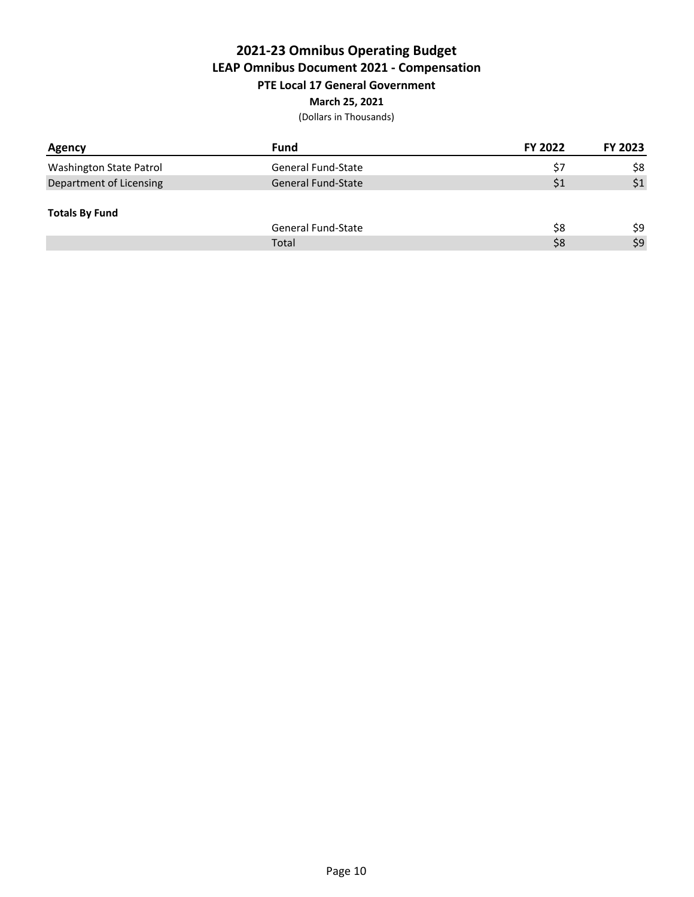# 2021-23 Omnibus Operating Budget

## LEAP Omnibus Document 2021 - Compensation

### PTE Local 17 General Government

**March 25, 2021**

(Dollars in Thousands)

| Agency | Fund | FY 2022 | FY 2023 |
|---|---|---|---|
| Washington State Patrol | General Fund-State | $7 | $8 |
| Department of Licensing | General Fund-State | $1 | $1 |

**Totals By Fund**

| | Fund | FY 2022 | FY 2023 |
|---|---|---|---|
| | General Fund-State | $8 | $9 |
| | Total | $8 | $9 |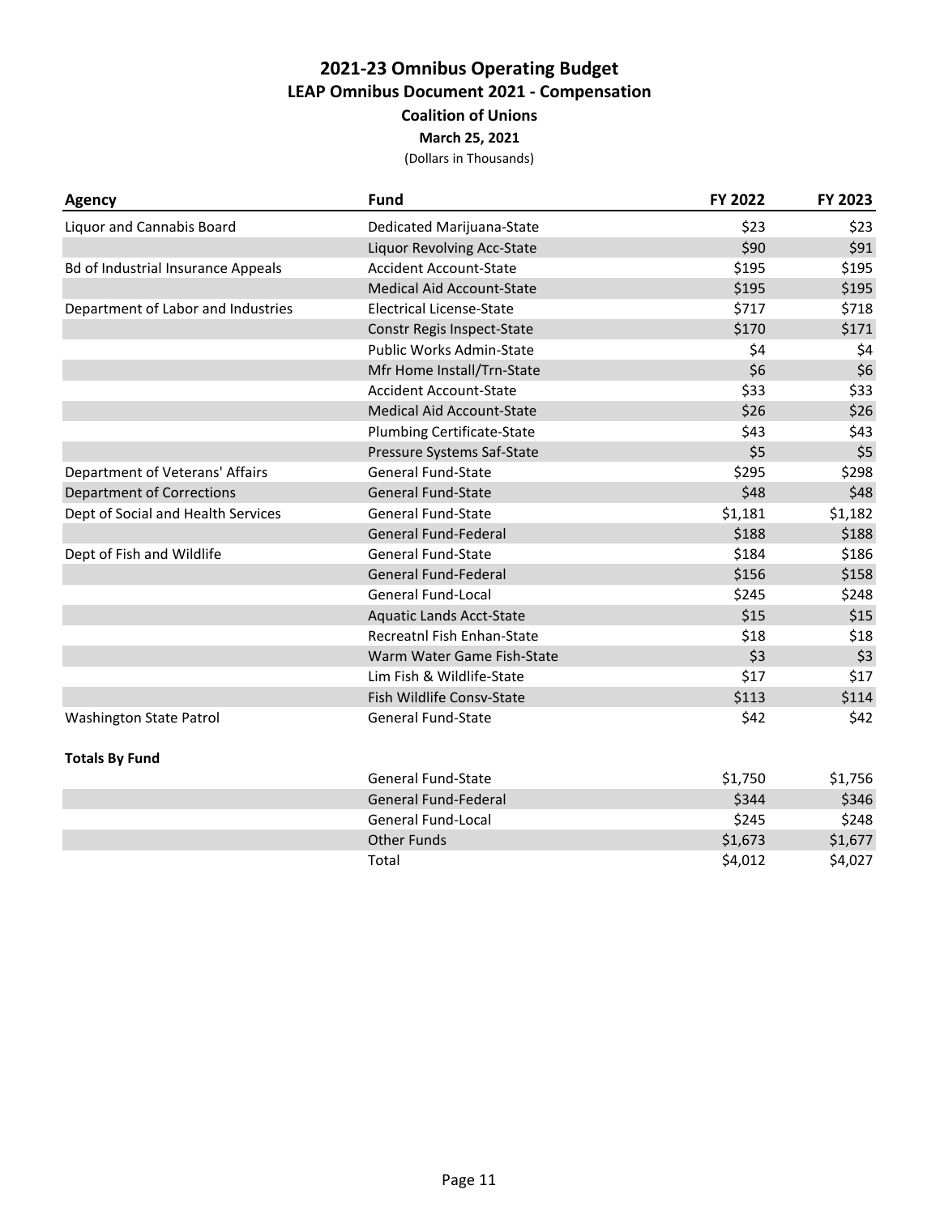# 2021-23 Omnibus Operating Budget

## LEAP Omnibus Document 2021 - Compensation

### Coalition of Unions

**March 25, 2021**

(Dollars in Thousands)

| Agency | Fund | FY 2022 | FY 2023 |
|---|---|---|---|
| Liquor and Cannabis Board | Dedicated Marijuana-State | $23 | $23 |
| | Liquor Revolving Acc-State | $90 | $91 |
| Bd of Industrial Insurance Appeals | Accident Account-State | $195 | $195 |
| | Medical Aid Account-State | $195 | $195 |
| Department of Labor and Industries | Electrical License-State | $717 | $718 |
| | Constr Regis Inspect-State | $170 | $171 |
| | Public Works Admin-State | $4 | $4 |
| | Mfr Home Install/Trn-State | $6 | $6 |
| | Accident Account-State | $33 | $33 |
| | Medical Aid Account-State | $26 | $26 |
| | Plumbing Certificate-State | $43 | $43 |
| | Pressure Systems Saf-State | $5 | $5 |
| Department of Veterans' Affairs | General Fund-State | $295 | $298 |
| Department of Corrections | General Fund-State | $48 | $48 |
| Dept of Social and Health Services | General Fund-State | $1,181 | $1,182 |
| | General Fund-Federal | $188 | $188 |
| Dept of Fish and Wildlife | General Fund-State | $184 | $186 |
| | General Fund-Federal | $156 | $158 |
| | General Fund-Local | $245 | $248 |
| | Aquatic Lands Acct-State | $15 | $15 |
| | Recreatnl Fish Enhan-State | $18 | $18 |
| | Warm Water Game Fish-State | $3 | $3 |
| | Lim Fish & Wildlife-State | $17 | $17 |
| | Fish Wildlife Consv-State | $113 | $114 |
| Washington State Patrol | General Fund-State | $42 | $42 |

**Totals By Fund**

| | Fund | FY 2022 | FY 2023 |
|---|---|---|---|
| | General Fund-State | $1,750 | $1,756 |
| | General Fund-Federal | $344 | $346 |
| | General Fund-Local | $245 | $248 |
| | Other Funds | $1,673 | $1,677 |
| | Total | $4,012 | $4,027 |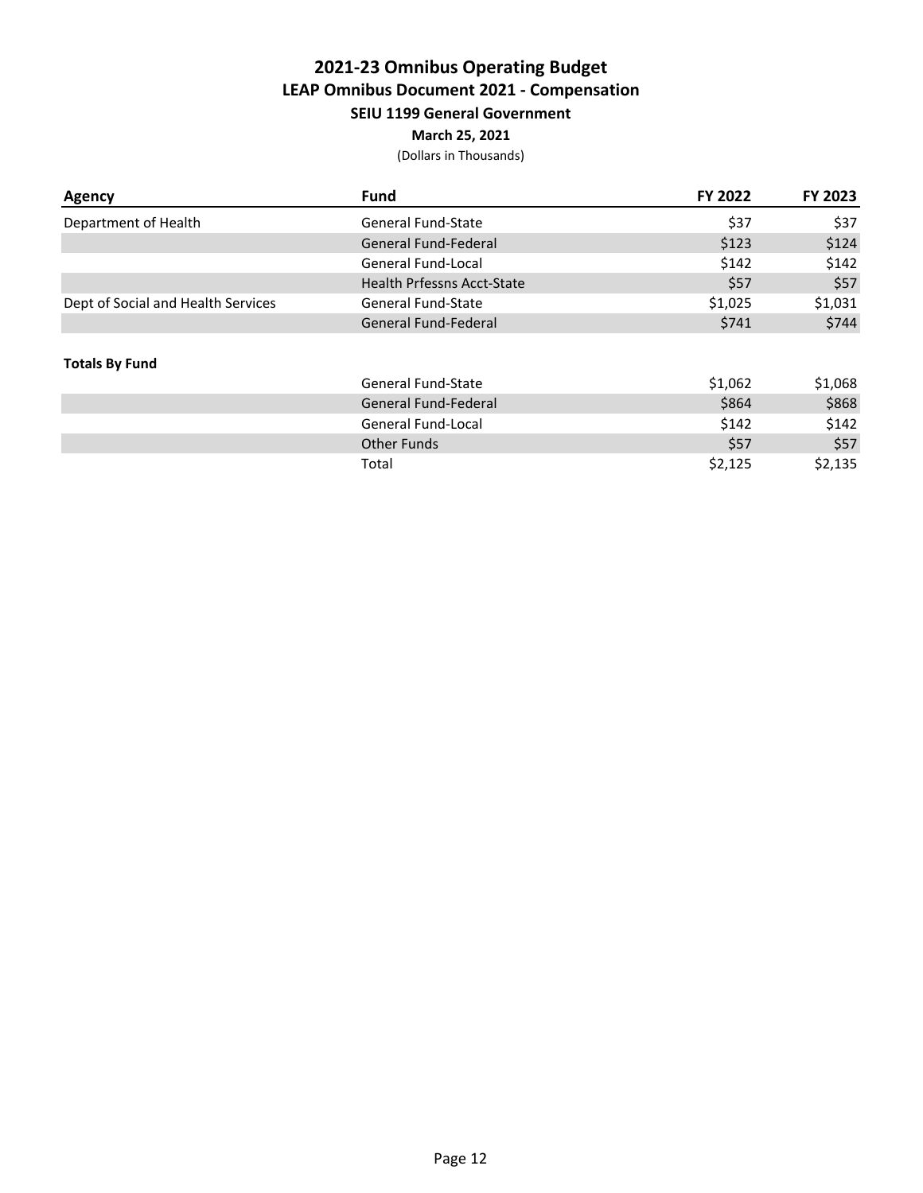# 2021-23 Omnibus Operating Budget

## LEAP Omnibus Document 2021 - Compensation

### SEIU 1199 General Government

**March 25, 2021**

(Dollars in Thousands)

| Agency | Fund | FY 2022 | FY 2023 |
|---|---|---|---|
| Department of Health | General Fund-State | $37 | $37 |
| | General Fund-Federal | $123 | $124 |
| | General Fund-Local | $142 | $142 |
| | Health Prfessns Acct-State | $57 | $57 |
| Dept of Social and Health Services | General Fund-State | $1,025 | $1,031 |
| | General Fund-Federal | $741 | $744 |

**Totals By Fund**

| | Fund | FY 2022 | FY 2023 |
|---|---|---|---|
| | General Fund-State | $1,062 | $1,068 |
| | General Fund-Federal | $864 | $868 |
| | General Fund-Local | $142 | $142 |
| | Other Funds | $57 | $57 |
| | Total | $2,125 | $2,135 |